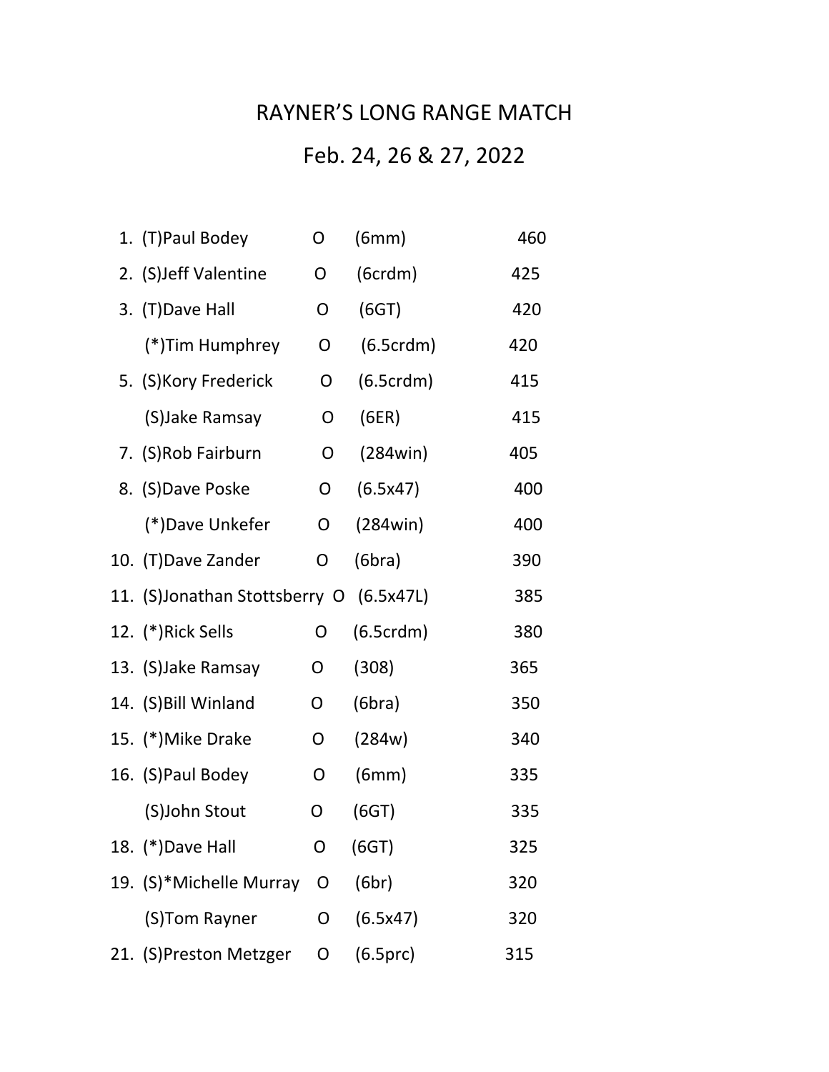# RAYNER'S LONG RANGE MATCH

## Feb. 24, 26 & 27, 2022

| Place | Name | Class | Caliber | Score |
|---|---|---|---|---|
| 1. | (T)Paul Bodey | O | (6mm) | 460 |
| 2. | (S)Jeff Valentine | O | (6crdm) | 425 |
| 3. | (T)Dave Hall | O | (6GT) | 420 |
| | (*)Tim Humphrey | O | (6.5crdm) | 420 |
| 5. | (S)Kory Frederick | O | (6.5crdm) | 415 |
| | (S)Jake Ramsay | O | (6ER) | 415 |
| 7. | (S)Rob Fairburn | O | (284win) | 405 |
| 8. | (S)Dave Poske | O | (6.5x47) | 400 |
| | (*)Dave Unkefer | O | (284win) | 400 |
| 10. | (T)Dave Zander | O | (6bra) | 390 |
| 11. | (S)Jonathan Stottsberry | O | (6.5x47L) | 385 |
| 12. | (*)Rick Sells | O | (6.5crdm) | 380 |
| 13. | (S)Jake Ramsay | O | (308) | 365 |
| 14. | (S)Bill Winland | O | (6bra) | 350 |
| 15. | (*)Mike Drake | O | (284w) | 340 |
| 16. | (S)Paul Bodey | O | (6mm) | 335 |
| | (S)John Stout | O | (6GT) | 335 |
| 18. | (*)Dave Hall | O | (6GT) | 325 |
| 19. | (S)*Michelle Murray | O | (6br) | 320 |
| | (S)Tom Rayner | O | (6.5x47) | 320 |
| 21. | (S)Preston Metzger | O | (6.5prc) | 315 |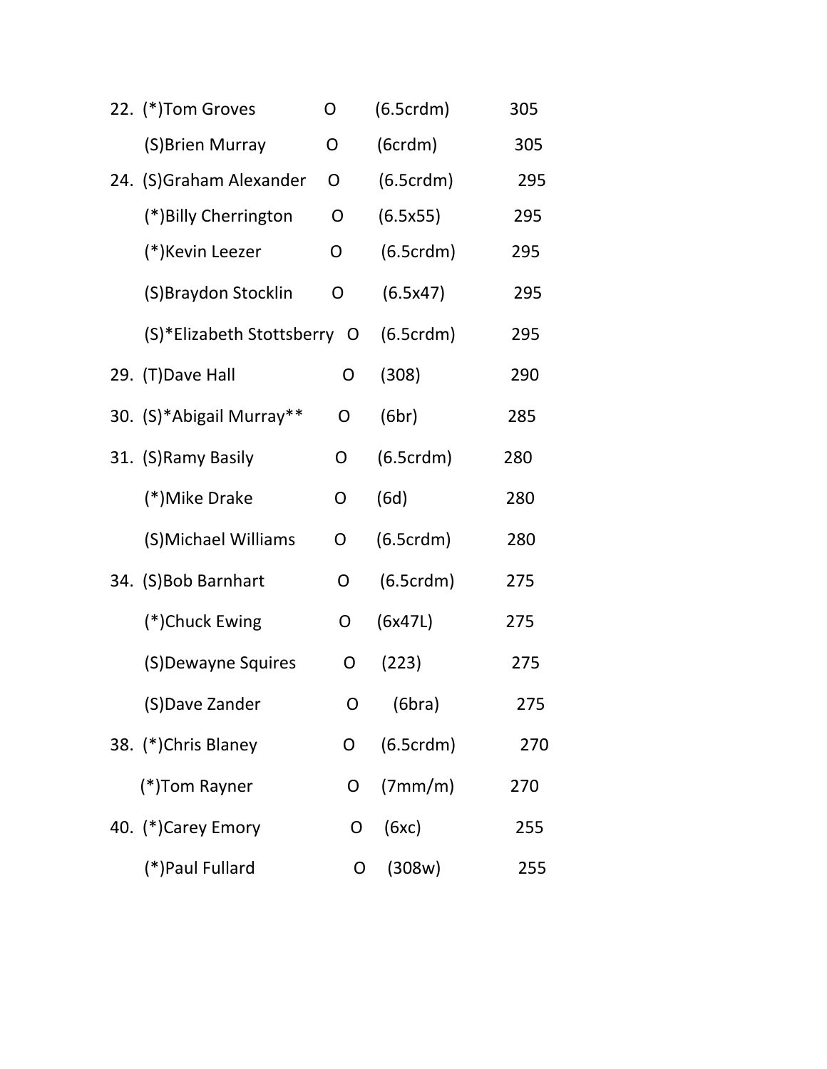| Place | Name | Class | Caliber | Score |
|---|---|---|---|---|
| 22. | (*)Tom Groves | O | (6.5crdm) | 305 |
| | (S)Brien Murray | O | (6crdm) | 305 |
| 24. | (S)Graham Alexander | O | (6.5crdm) | 295 |
| | (*)Billy Cherrington | O | (6.5x55) | 295 |
| | (*)Kevin Leezer | O | (6.5crdm) | 295 |
| | (S)Braydon Stocklin | O | (6.5x47) | 295 |
| | (S)*Elizabeth Stottsberry | O | (6.5crdm) | 295 |
| 29. | (T)Dave Hall | O | (308) | 290 |
| 30. | (S)*Abigail Murray** | O | (6br) | 285 |
| 31. | (S)Ramy Basily | O | (6.5crdm) | 280 |
| | (*)Mike Drake | O | (6d) | 280 |
| | (S)Michael Williams | O | (6.5crdm) | 280 |
| 34. | (S)Bob Barnhart | O | (6.5crdm) | 275 |
| | (*)Chuck Ewing | O | (6x47L) | 275 |
| | (S)Dewayne Squires | O | (223) | 275 |
| | (S)Dave Zander | O | (6bra) | 275 |
| 38. | (*)Chris Blaney | O | (6.5crdm) | 270 |
| | (*)Tom Rayner | O | (7mm/m) | 270 |
| 40. | (*)Carey Emory | O | (6xc) | 255 |
| | (*)Paul Fullard | O | (308w) | 255 |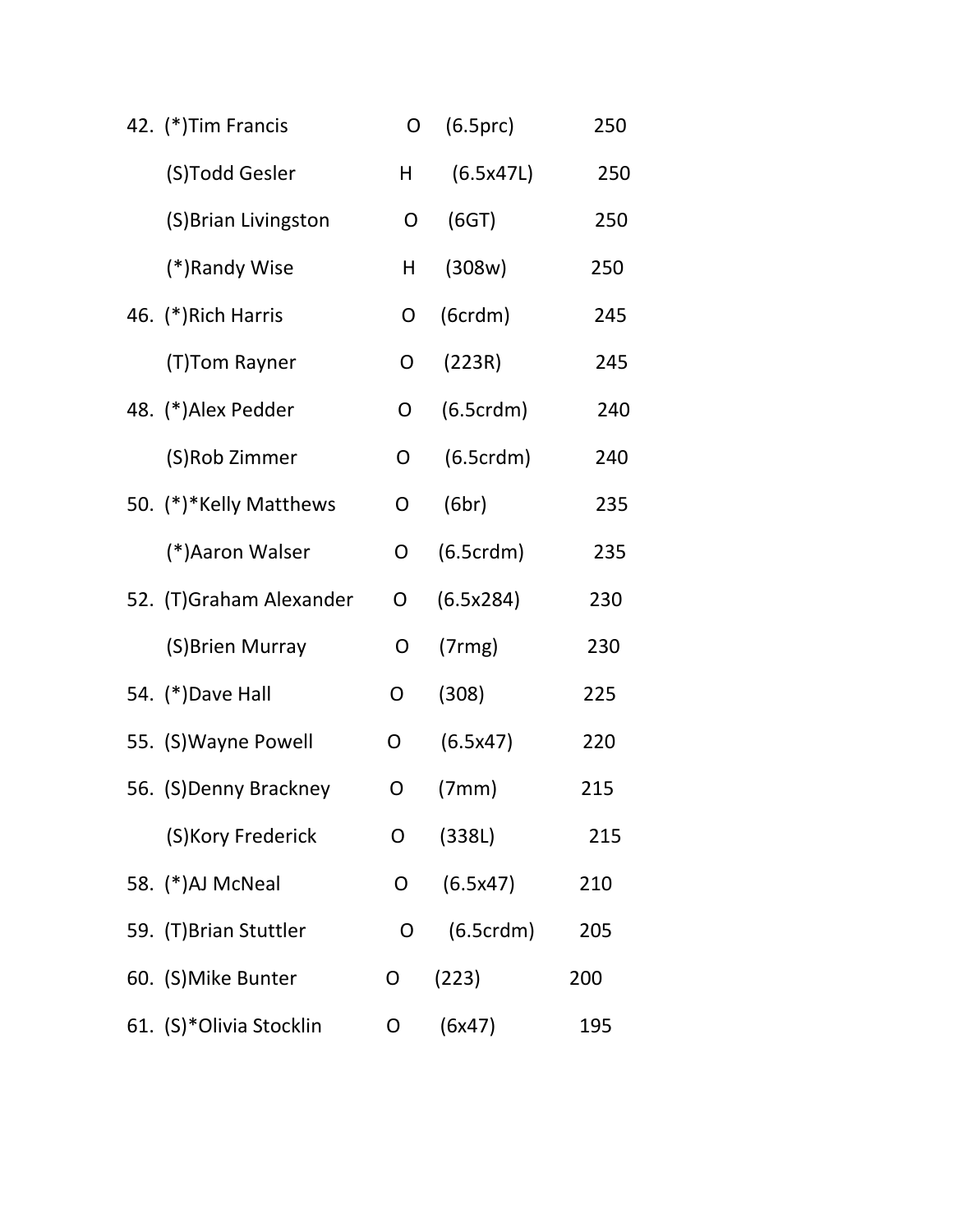| | | | | |
|---|---|---|---|---|
| 42. | (*)Tim Francis | O | (6.5prc) | 250 |
| | (S)Todd Gesler | H | (6.5x47L) | 250 |
| | (S)Brian Livingston | O | (6GT) | 250 |
| | (*)Randy Wise | H | (308w) | 250 |
| 46. | (*)Rich Harris | O | (6crdm) | 245 |
| | (T)Tom Rayner | O | (223R) | 245 |
| 48. | (*)Alex Pedder | O | (6.5crdm) | 240 |
| | (S)Rob Zimmer | O | (6.5crdm) | 240 |
| 50. | (*)*Kelly Matthews | O | (6br) | 235 |
| | (*)Aaron Walser | O | (6.5crdm) | 235 |
| 52. | (T)Graham Alexander | O | (6.5x284) | 230 |
| | (S)Brien Murray | O | (7rmg) | 230 |
| 54. | (*)Dave Hall | O | (308) | 225 |
| 55. | (S)Wayne Powell | O | (6.5x47) | 220 |
| 56. | (S)Denny Brackney | O | (7mm) | 215 |
| | (S)Kory Frederick | O | (338L) | 215 |
| 58. | (*)AJ McNeal | O | (6.5x47) | 210 |
| 59. | (T)Brian Stuttler | O | (6.5crdm) | 205 |
| 60. | (S)Mike Bunter | O | (223) | 200 |
| 61. | (S)*Olivia Stocklin | O | (6x47) | 195 |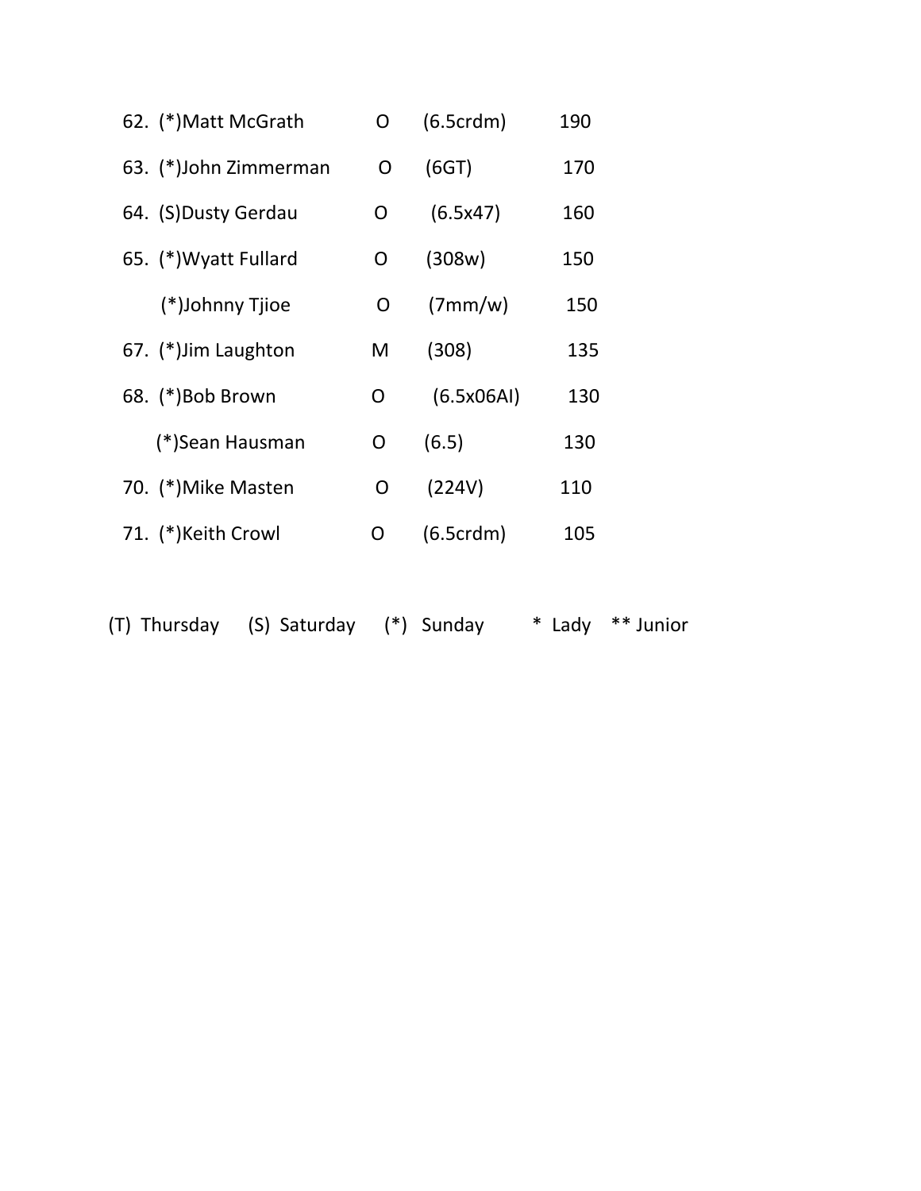| | | | | |
|---|---|---|---|---|
| 62. | (*)Matt McGrath | O | (6.5crdm) | 190 |
| 63. | (*)John Zimmerman | O | (6GT) | 170 |
| 64. | (S)Dusty Gerdau | O | (6.5x47) | 160 |
| 65. | (*)Wyatt Fullard | O | (308w) | 150 |
| | (*)Johnny Tjioe | O | (7mm/w) | 150 |
| 67. | (*)Jim Laughton | M | (308) | 135 |
| 68. | (*)Bob Brown | O | (6.5x06AI) | 130 |
| | (*)Sean Hausman | O | (6.5) | 130 |
| 70. | (*)Mike Masten | O | (224V) | 110 |
| 71. | (*)Keith Crowl | O | (6.5crdm) | 105 |

(T) Thursday (S) Saturday (*) Sunday * Lady ** Junior